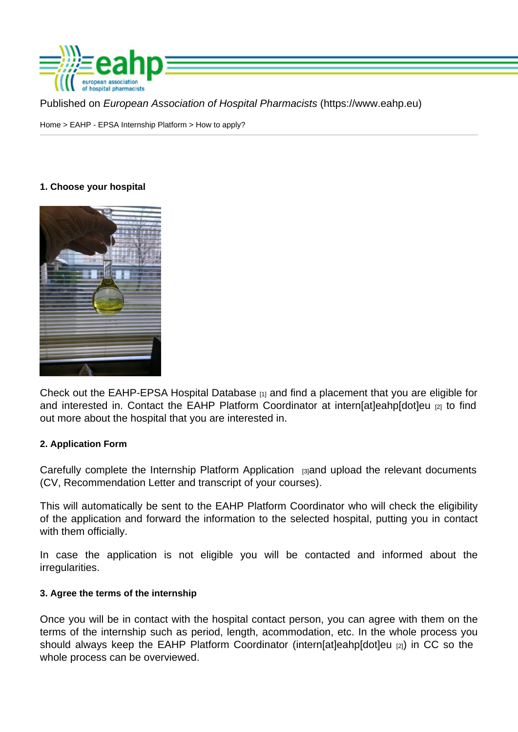Published on *European Association of Hospital Pharmacists* (https://www.eahp.eu)

Home > EAHP - EPSA Internship Platform > How to apply?

**1. Choose your hospital**

Check out the EAHP-EPSA Hospital Database [1] and find a placement that you are eligible for and interested in. Contact the EAHP Platform Coordinator at intern[at]eahp[dot]eu [2] to find out more about the hospital that you are interested in.

**2. Application Form**

Carefully complete the Internship Platform Application [3]and upload the relevant documents (CV, Recommendation Letter and transcript of your courses).

This will automatically be sent to the EAHP Platform Coordinator who will check the eligibility of the application and forward the information to the selected hospital, putting you in contact with them officially.

In case the application is not eligible you will be contacted and informed about the irregularities.

**3. Agree the terms of the internship**

Once you will be in contact with the hospital contact person, you can agree with them on the terms of the internship such as period, length, acommodation, etc. In the whole process you should always keep the EAHP Platform Coordinator (intern[at]eahp[dot]eu [2]) in CC so the whole process can be overviewed.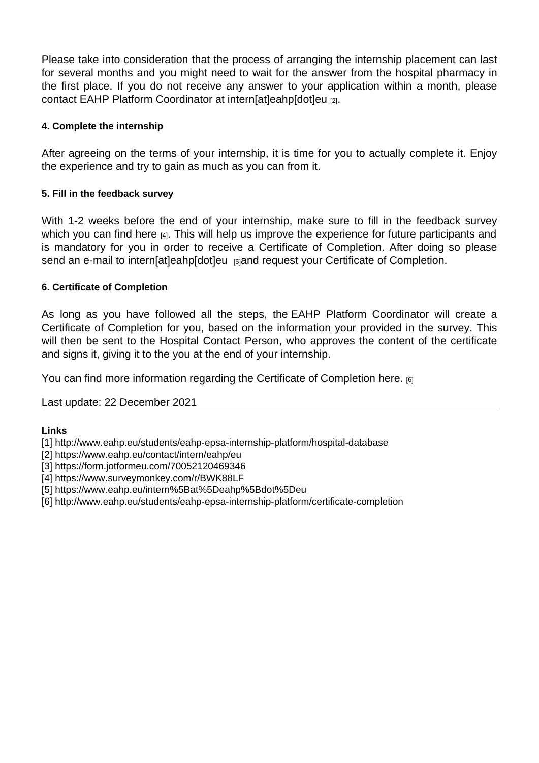Please take into consideration that the process of arranging the internship placement can last for several months and you might need to wait for the answer from the hospital pharmacy in the first place. If you do not receive any answer to your application within a month, please contact EAHP Platform Coordinator at intern[at]eahp[dot]eu [2].

#### 4. Complete the internship

After agreeing on the terms of your internship, it is time for you to actually complete it. Enjoy the experience and try to gain as much as you can from it.

#### 5. Fill in the feedback survey

With 1-2 weeks before the end of your internship, make sure to fill in the feedback survey which you can find here [4]. This will help us improve the experience for future participants and is mandatory for you in order to receive a Certificate of Completion. After doing so please send an e-mail to intern[at]eahp[dot]eu [5]and request your Certificate of Completion.

#### 6. Certificate of Completion

As long as you have followed all the steps, the EAHP Platform Coordinator will create a Certificate of Completion for you, based on the information your provided in the survey. This will then be sent to the Hospital Contact Person, who approves the content of the certificate and signs it, giving it to the you at the end of your internship.

You can find more information regarding the Certificate of Completion here. [6]

Last update: 22 December 2021

**Links**
[1] http://www.eahp.eu/students/eahp-epsa-internship-platform/hospital-database
[2] https://www.eahp.eu/contact/intern/eahp/eu
[3] https://form.jotformeu.com/70052120469346
[4] https://www.surveymonkey.com/r/BWK88LF
[5] https://www.eahp.eu/intern%5Bat%5Deahp%5Bdot%5Deu
[6] http://www.eahp.eu/students/eahp-epsa-internship-platform/certificate-completion